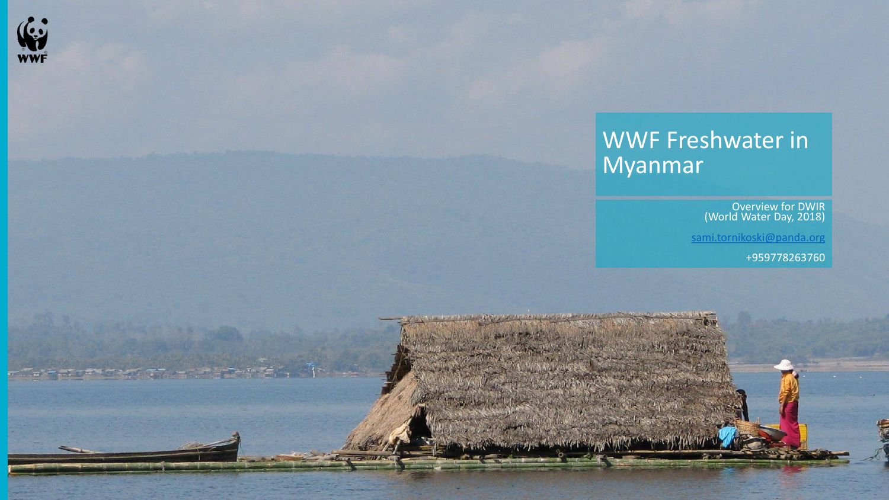# WWF Freshwater in Myanmar

Overview for DWIR
(World Water Day, 2018)

sami.tornikoski@panda.org

+959778263760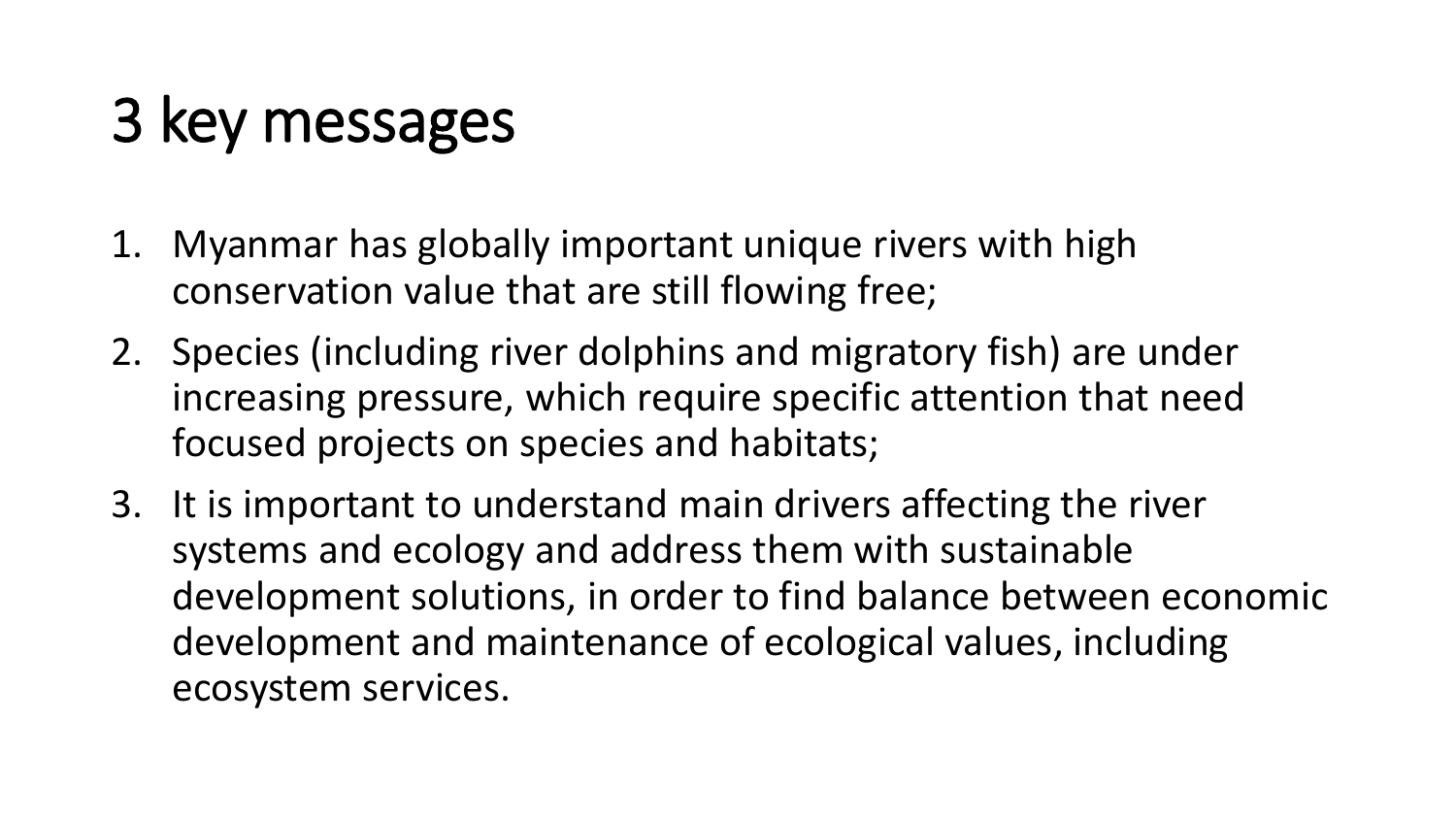# 3 key messages

1. Myanmar has globally important unique rivers with high conservation value that are still flowing free;
2. Species (including river dolphins and migratory fish) are under increasing pressure, which require specific attention that need focused projects on species and habitats;
3. It is important to understand main drivers affecting the river systems and ecology and address them with sustainable development solutions, in order to find balance between economic development and maintenance of ecological values, including ecosystem services.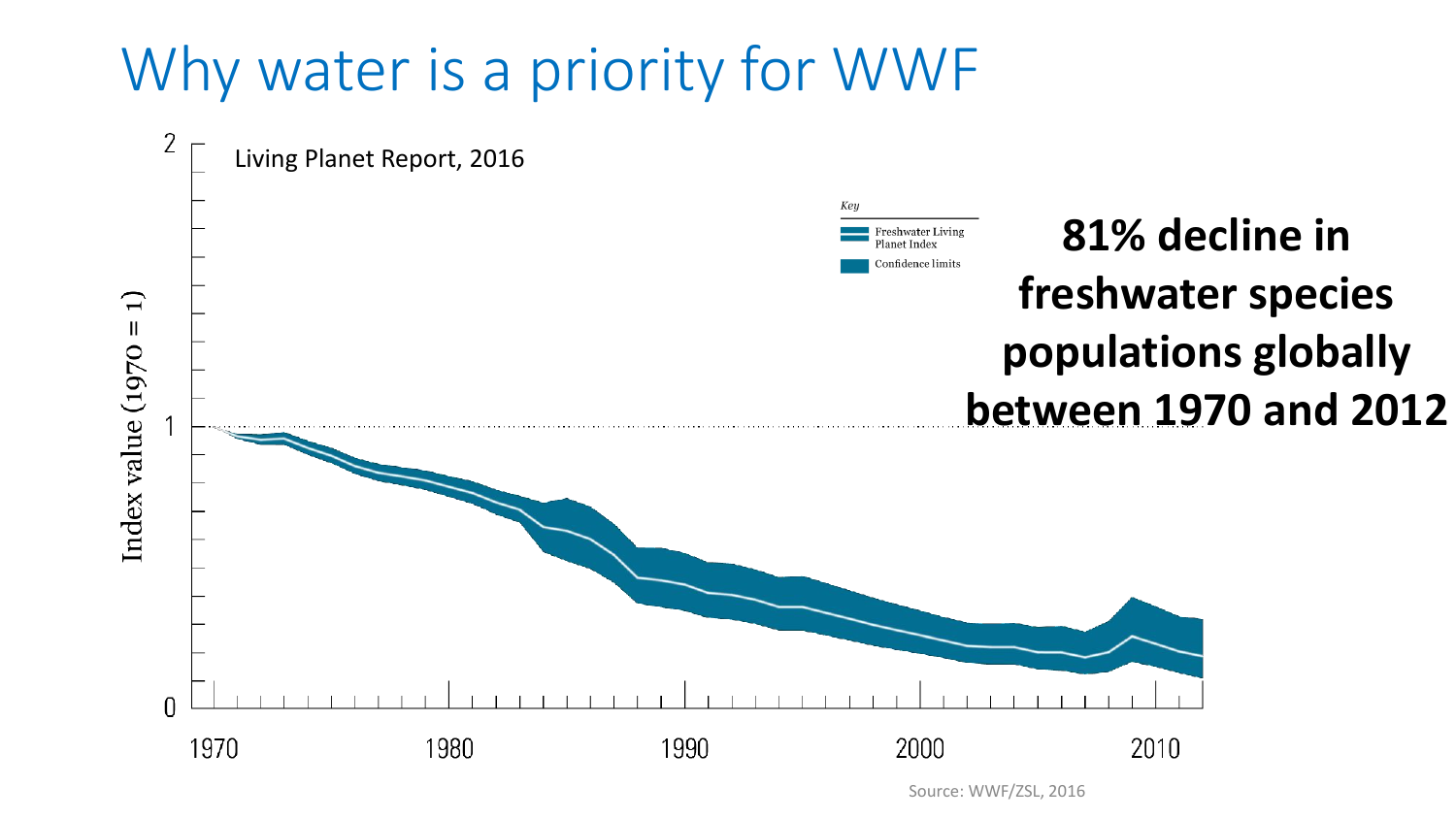# Why water is a priority for WWF

Living Planet Report, 2016

Key
Freshwater Living Planet Index
Confidence limits

Index value (1970 = 1)

2
1
0

1970 1980 1990 2000 2010

**81% decline in freshwater species populations globally between 1970 and 2012**

Source: WWF/ZSL, 2016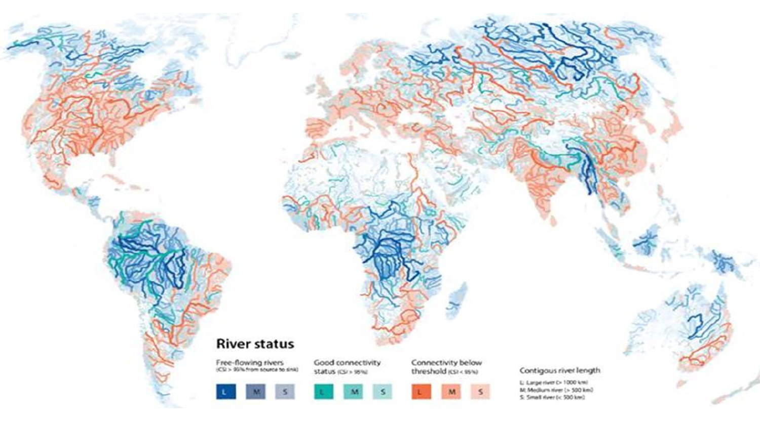**River status**

Free-flowing rivers (CSI > 95% from source to sink)

L M S

Good connectivity status (CSI > 95%)

L M S

Connectivity below threshold (CSI < 95%)

L M S

Contigous river length

L: Large river (> 1000 km)
M: Medium river (> 500 km)
S: Small river (< 500 km)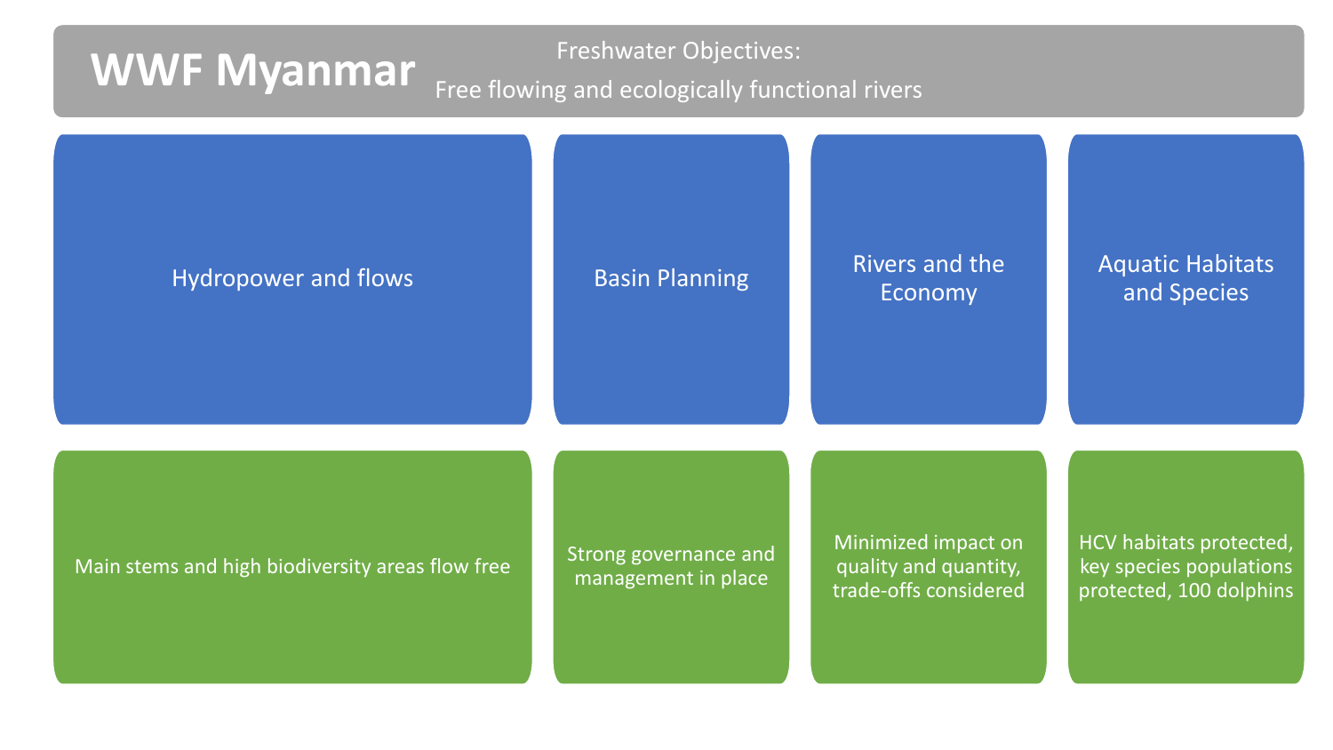# WWF Myanmar

Freshwater Objectives:

Free flowing and ecologically functional rivers

| Hydropower and flows | Basin Planning | Rivers and the Economy | Aquatic Habitats and Species |
| --- | --- | --- | --- |
| Main stems and high biodiversity areas flow free | Strong governance and management in place | Minimized impact on quality and quantity, trade-offs considered | HCV habitats protected, key species populations protected, 100 dolphins |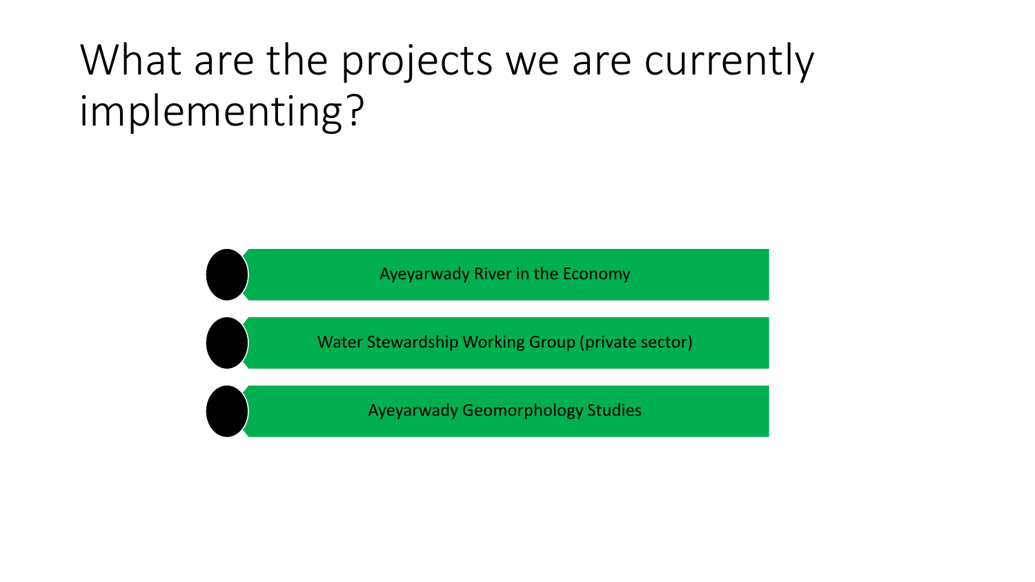# What are the projects we are currently implementing?

- Ayeyarwady River in the Economy
- Water Stewardship Working Group (private sector)
- Ayeyarwady Geomorphology Studies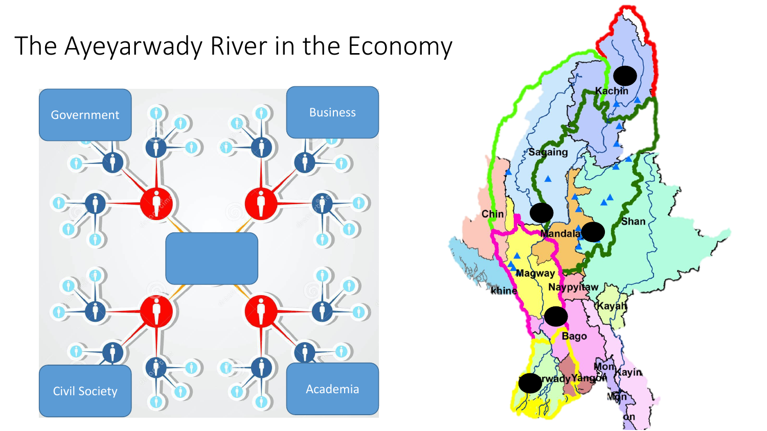# The Ayeyarwady River in the Economy

Government

Business

Civil Society

Academia

Kachin

Sagaing

Chin

Mandalay

Shan

Magway

khine

Naypyitaw

Kayah

Bago

Mon

Kayin

rwady Yangon

Mon

on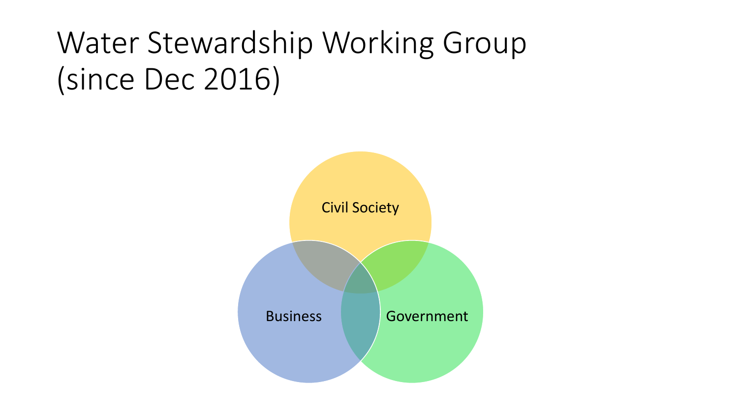# Water Stewardship Working Group (since Dec 2016)

Civil Society

Business

Government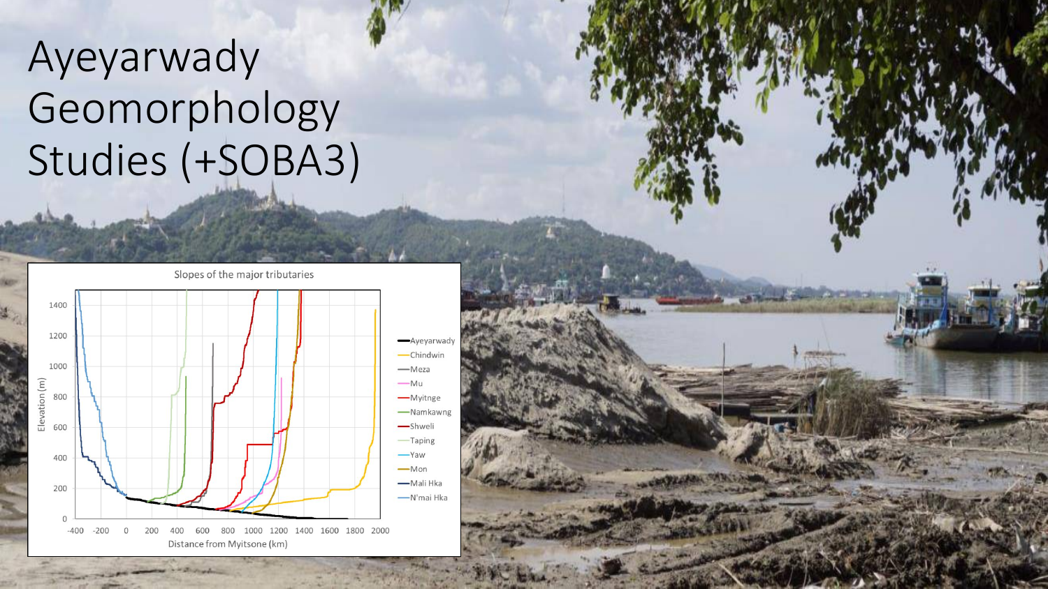# Ayeyarwady Geomorphology Studies (+SOBA3)

Slopes of the major tributaries

Elevation (m)

Distance from Myitsone (km)

- Ayeyarwady
- Chindwin
- Meza
- Mu
- Myitnge
- Namkawng
- Shweli
- Taping
- Yaw
- Mon
- Mali Hka
- N'mai Hka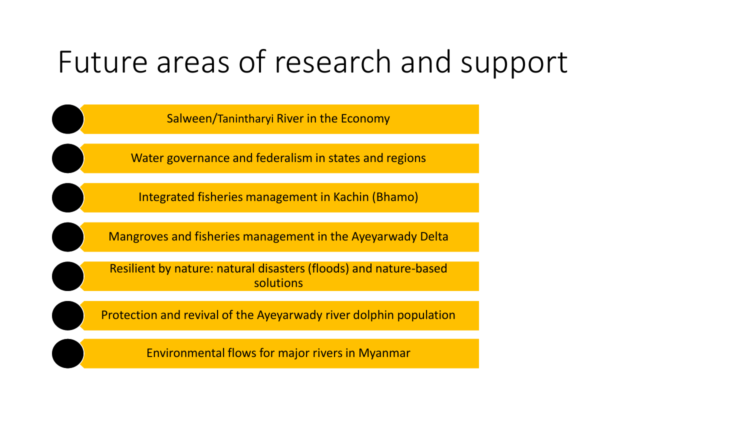# Future areas of research and support

- Salween/Tanintharyi River in the Economy
- Water governance and federalism in states and regions
- Integrated fisheries management in Kachin (Bhamo)
- Mangroves and fisheries management in the Ayeyarwady Delta
- Resilient by nature: natural disasters (floods) and nature-based solutions
- Protection and revival of the Ayeyarwady river dolphin population
- Environmental flows for major rivers in Myanmar